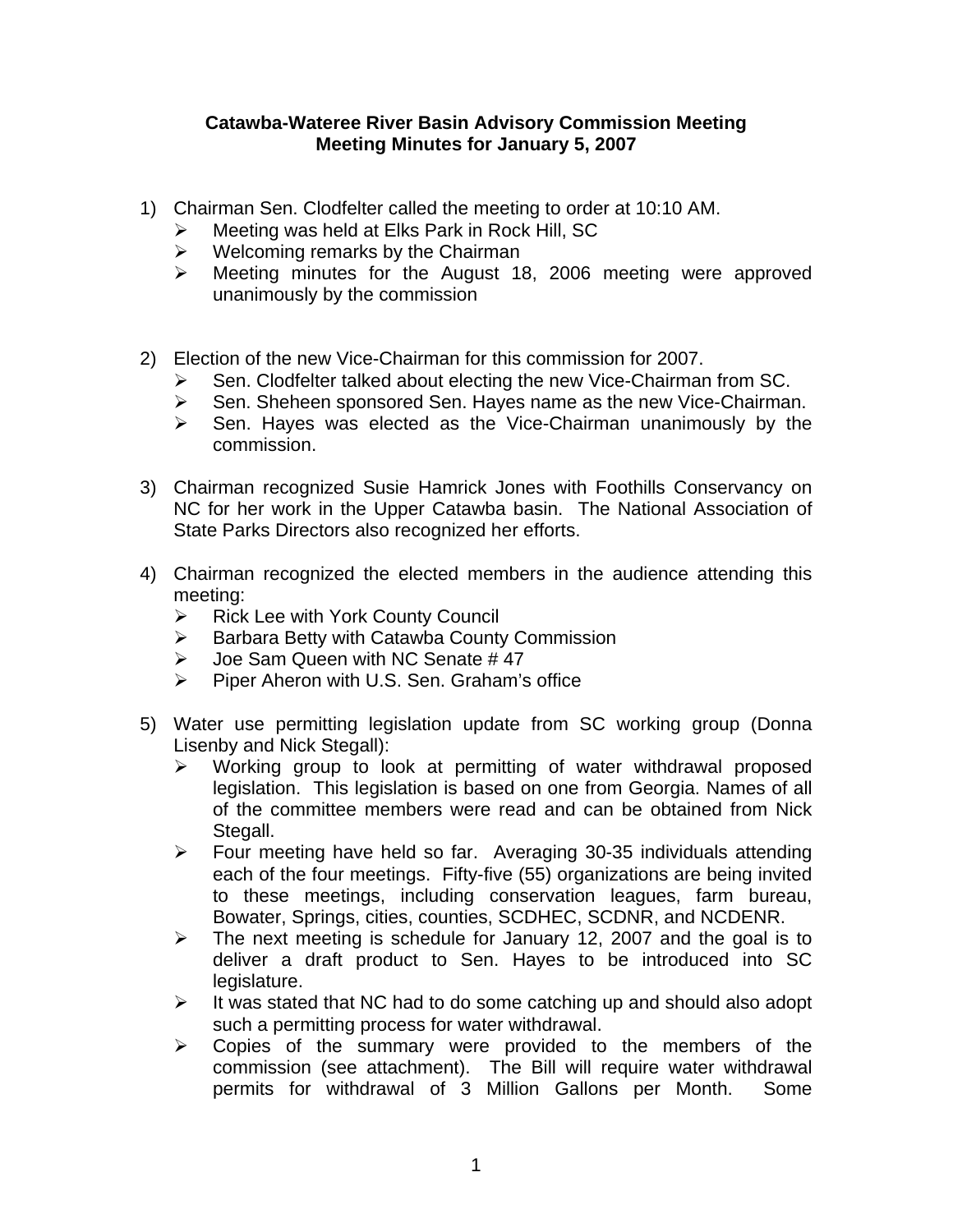**Catawba-Wateree River Basin Advisory Commission Meeting**
**Meeting Minutes for January 5, 2007**

1) Chairman Sen. Clodfelter called the meeting to order at 10:10 AM.
   - Meeting was held at Elks Park in Rock Hill, SC
   - Welcoming remarks by the Chairman
   - Meeting minutes for the August 18, 2006 meeting were approved unanimously by the commission

2) Election of the new Vice-Chairman for this commission for 2007.
   - Sen. Clodfelter talked about electing the new Vice-Chairman from SC.
   - Sen. Sheheen sponsored Sen. Hayes name as the new Vice-Chairman.
   - Sen. Hayes was elected as the Vice-Chairman unanimously by the commission.

3) Chairman recognized Susie Hamrick Jones with Foothills Conservancy on NC for her work in the Upper Catawba basin. The National Association of State Parks Directors also recognized her efforts.

4) Chairman recognized the elected members in the audience attending this meeting:
   - Rick Lee with York County Council
   - Barbara Betty with Catawba County Commission
   - Joe Sam Queen with NC Senate # 47
   - Piper Aheron with U.S. Sen. Graham's office

5) Water use permitting legislation update from SC working group (Donna Lisenby and Nick Stegall):
   - Working group to look at permitting of water withdrawal proposed legislation. This legislation is based on one from Georgia. Names of all of the committee members were read and can be obtained from Nick Stegall.
   - Four meeting have held so far. Averaging 30-35 individuals attending each of the four meetings. Fifty-five (55) organizations are being invited to these meetings, including conservation leagues, farm bureau, Bowater, Springs, cities, counties, SCDHEC, SCDNR, and NCDENR.
   - The next meeting is schedule for January 12, 2007 and the goal is to deliver a draft product to Sen. Hayes to be introduced into SC legislature.
   - It was stated that NC had to do some catching up and should also adopt such a permitting process for water withdrawal.
   - Copies of the summary were provided to the members of the commission (see attachment). The Bill will require water withdrawal permits for withdrawal of 3 Million Gallons per Month. Some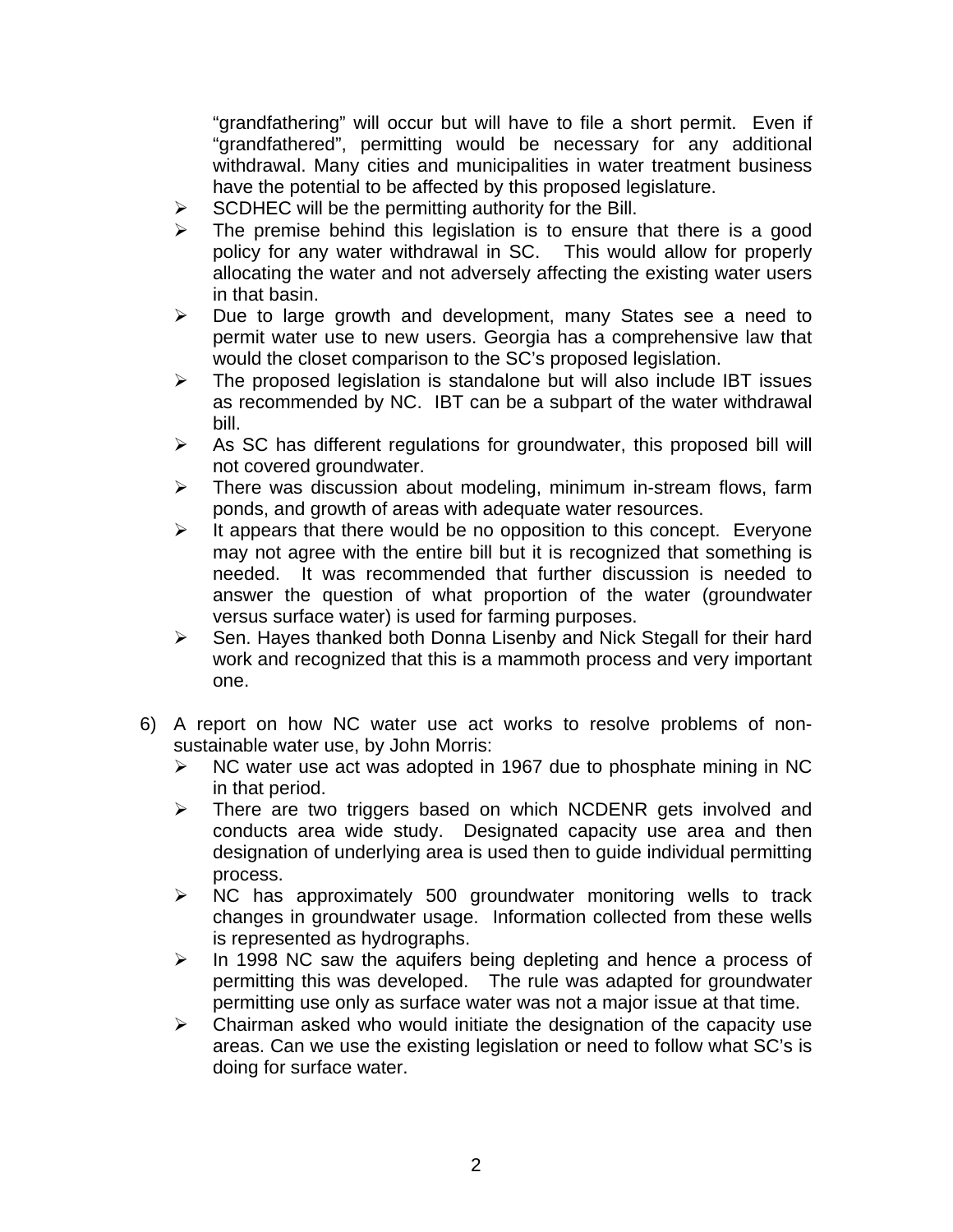"grandfathering" will occur but will have to file a short permit. Even if "grandfathered", permitting would be necessary for any additional withdrawal. Many cities and municipalities in water treatment business have the potential to be affected by this proposed legislature.

- SCDHEC will be the permitting authority for the Bill.
- The premise behind this legislation is to ensure that there is a good policy for any water withdrawal in SC. This would allow for properly allocating the water and not adversely affecting the existing water users in that basin.
- Due to large growth and development, many States see a need to permit water use to new users. Georgia has a comprehensive law that would the closet comparison to the SC's proposed legislation.
- The proposed legislation is standalone but will also include IBT issues as recommended by NC. IBT can be a subpart of the water withdrawal bill.
- As SC has different regulations for groundwater, this proposed bill will not covered groundwater.
- There was discussion about modeling, minimum in-stream flows, farm ponds, and growth of areas with adequate water resources.
- It appears that there would be no opposition to this concept. Everyone may not agree with the entire bill but it is recognized that something is needed. It was recommended that further discussion is needed to answer the question of what proportion of the water (groundwater versus surface water) is used for farming purposes.
- Sen. Hayes thanked both Donna Lisenby and Nick Stegall for their hard work and recognized that this is a mammoth process and very important one.

6) A report on how NC water use act works to resolve problems of non-sustainable water use, by John Morris:
   - NC water use act was adopted in 1967 due to phosphate mining in NC in that period.
   - There are two triggers based on which NCDENR gets involved and conducts area wide study. Designated capacity use area and then designation of underlying area is used then to guide individual permitting process.
   - NC has approximately 500 groundwater monitoring wells to track changes in groundwater usage. Information collected from these wells is represented as hydrographs.
   - In 1998 NC saw the aquifers being depleting and hence a process of permitting this was developed. The rule was adapted for groundwater permitting use only as surface water was not a major issue at that time.
   - Chairman asked who would initiate the designation of the capacity use areas. Can we use the existing legislation or need to follow what SC's is doing for surface water.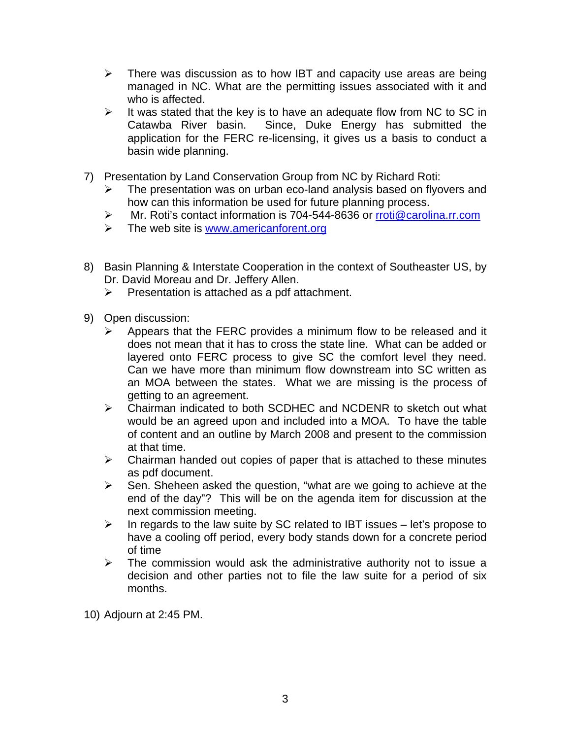- There was discussion as to how IBT and capacity use areas are being managed in NC. What are the permitting issues associated with it and who is affected.
- It was stated that the key is to have an adequate flow from NC to SC in Catawba River basin. Since, Duke Energy has submitted the application for the FERC re-licensing, it gives us a basis to conduct a basin wide planning.

7) Presentation by Land Conservation Group from NC by Richard Roti:
   - The presentation was on urban eco-land analysis based on flyovers and how can this information be used for future planning process.
   - Mr. Roti's contact information is 704-544-8636 or [rroti@carolina.rr.com](mailto:rroti@carolina.rr.com)
   - The web site is [www.americanforent.org](http://www.americanforent.org)

8) Basin Planning & Interstate Cooperation in the context of Southeaster US, by Dr. David Moreau and Dr. Jeffery Allen.
   - Presentation is attached as a pdf attachment.

9) Open discussion:
   - Appears that the FERC provides a minimum flow to be released and it does not mean that it has to cross the state line. What can be added or layered onto FERC process to give SC the comfort level they need. Can we have more than minimum flow downstream into SC written as an MOA between the states. What we are missing is the process of getting to an agreement.
   - Chairman indicated to both SCDHEC and NCDENR to sketch out what would be an agreed upon and included into a MOA. To have the table of content and an outline by March 2008 and present to the commission at that time.
   - Chairman handed out copies of paper that is attached to these minutes as pdf document.
   - Sen. Sheheen asked the question, "what are we going to achieve at the end of the day"? This will be on the agenda item for discussion at the next commission meeting.
   - In regards to the law suite by SC related to IBT issues – let's propose to have a cooling off period, every body stands down for a concrete period of time
   - The commission would ask the administrative authority not to issue a decision and other parties not to file the law suite for a period of six months.

10) Adjourn at 2:45 PM.